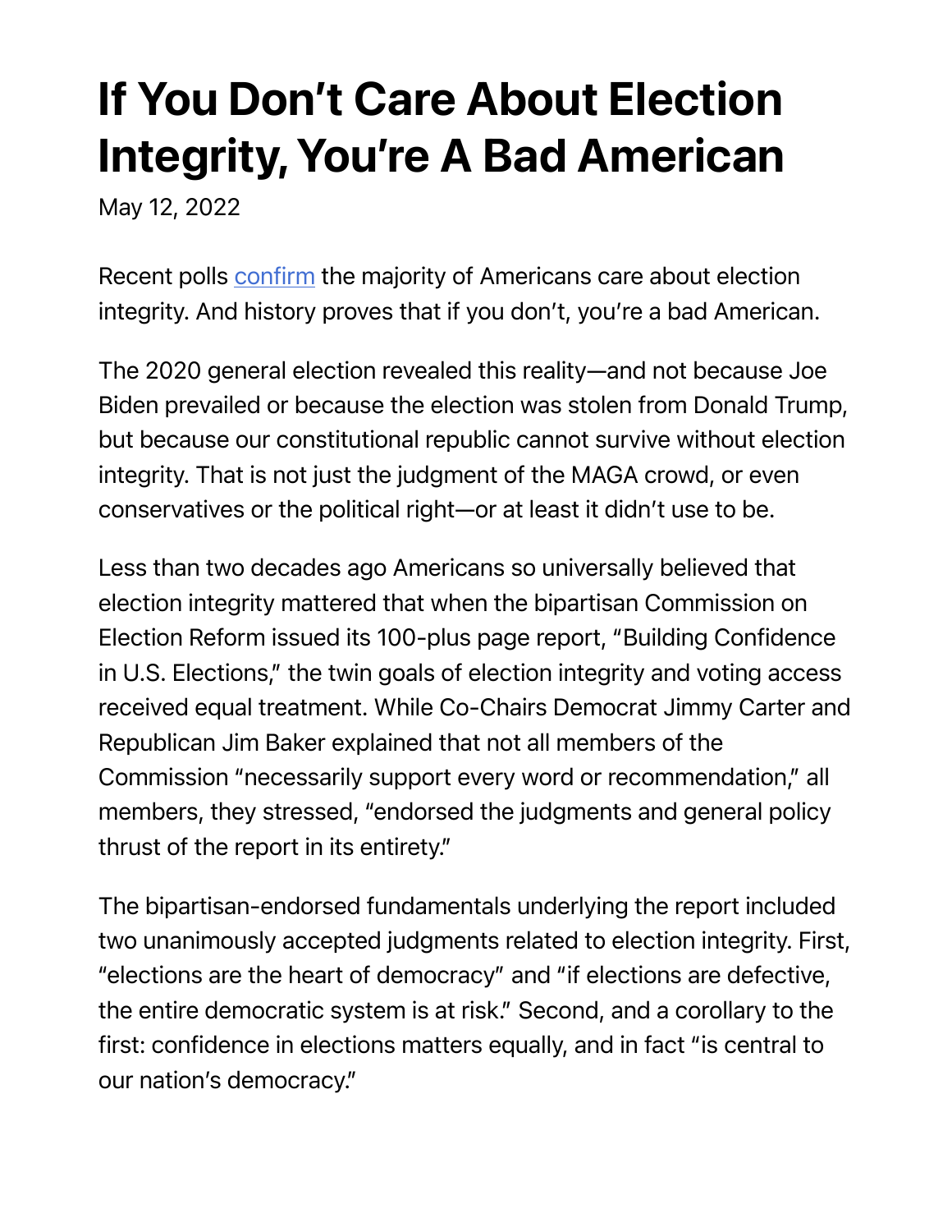# If You Don't Care About Election Integrity, You're A Bad American

May 12, 2022

Recent polls [confirm] the majority of Americans care about election integrity. And history proves that if you don't, you're a bad American.

The 2020 general election revealed this reality—and not because Joe Biden prevailed or because the election was stolen from Donald Trump, but because our constitutional republic cannot survive without election integrity. That is not just the judgment of the MAGA crowd, or even conservatives or the political right—or at least it didn't use to be.

Less than two decades ago Americans so universally believed that election integrity mattered that when the bipartisan Commission on Election Reform issued its 100-plus page report, "Building Confidence in U.S. Elections," the twin goals of election integrity and voting access received equal treatment. While Co-Chairs Democrat Jimmy Carter and Republican Jim Baker explained that not all members of the Commission "necessarily support every word or recommendation," all members, they stressed, "endorsed the judgments and general policy thrust of the report in its entirety."

The bipartisan-endorsed fundamentals underlying the report included two unanimously accepted judgments related to election integrity. First, "elections are the heart of democracy" and "if elections are defective, the entire democratic system is at risk." Second, and a corollary to the first: confidence in elections matters equally, and in fact "is central to our nation's democracy."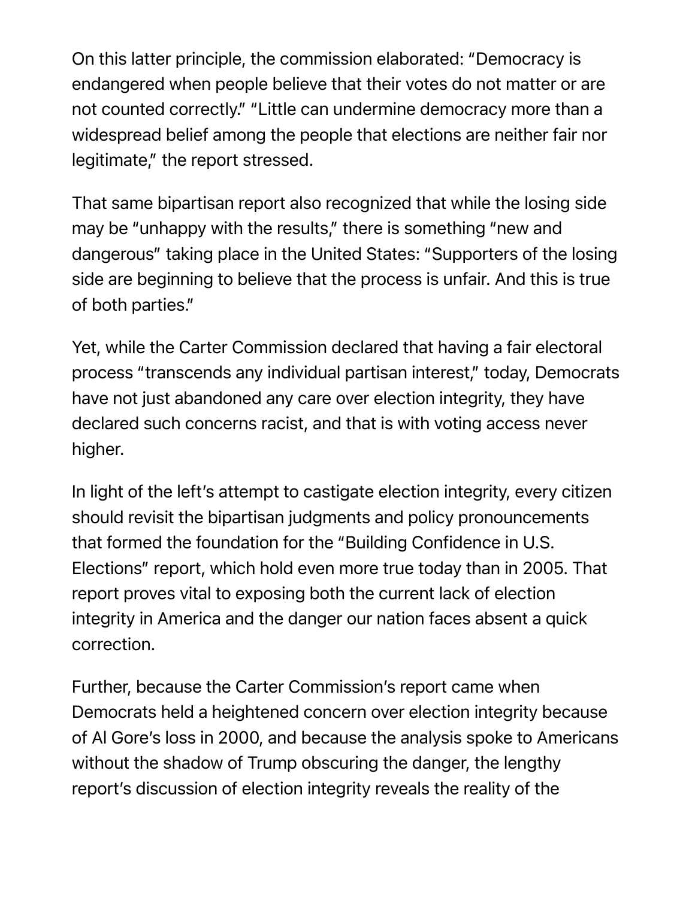On this latter principle, the commission elaborated: "Democracy is endangered when people believe that their votes do not matter or are not counted correctly." "Little can undermine democracy more than a widespread belief among the people that elections are neither fair nor legitimate," the report stressed.

That same bipartisan report also recognized that while the losing side may be "unhappy with the results," there is something "new and dangerous" taking place in the United States: "Supporters of the losing side are beginning to believe that the process is unfair. And this is true of both parties."

Yet, while the Carter Commission declared that having a fair electoral process "transcends any individual partisan interest," today, Democrats have not just abandoned any care over election integrity, they have declared such concerns racist, and that is with voting access never higher.

In light of the left's attempt to castigate election integrity, every citizen should revisit the bipartisan judgments and policy pronouncements that formed the foundation for the "Building Confidence in U.S. Elections" report, which hold even more true today than in 2005. That report proves vital to exposing both the current lack of election integrity in America and the danger our nation faces absent a quick correction.

Further, because the Carter Commission's report came when Democrats held a heightened concern over election integrity because of Al Gore's loss in 2000, and because the analysis spoke to Americans without the shadow of Trump obscuring the danger, the lengthy report's discussion of election integrity reveals the reality of the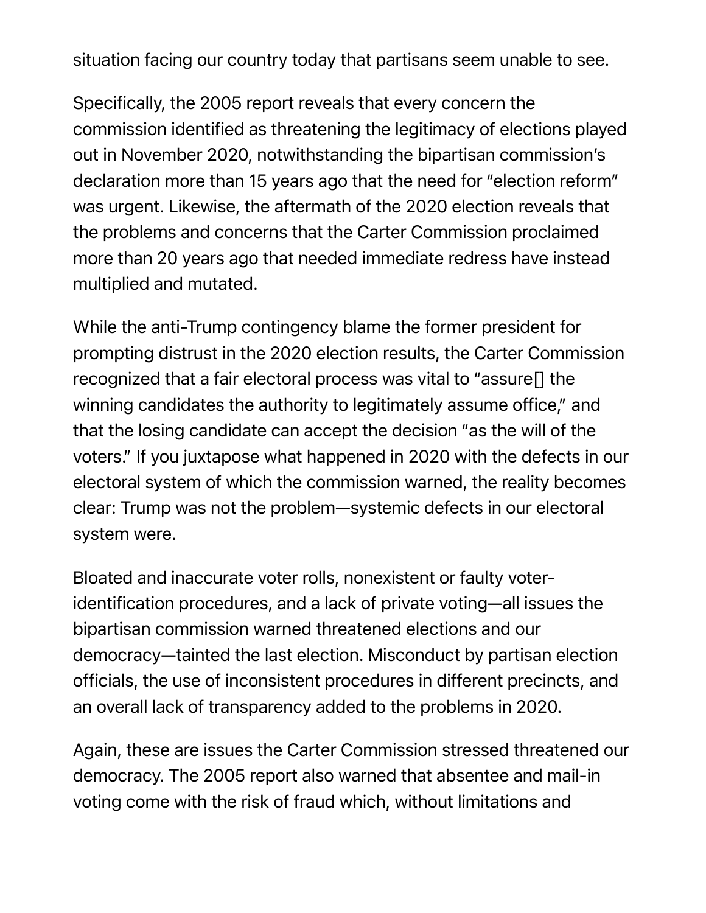situation facing our country today that partisans seem unable to see.

Specifically, the 2005 report reveals that every concern the commission identified as threatening the legitimacy of elections played out in November 2020, notwithstanding the bipartisan commission's declaration more than 15 years ago that the need for "election reform" was urgent. Likewise, the aftermath of the 2020 election reveals that the problems and concerns that the Carter Commission proclaimed more than 20 years ago that needed immediate redress have instead multiplied and mutated.

While the anti-Trump contingency blame the former president for prompting distrust in the 2020 election results, the Carter Commission recognized that a fair electoral process was vital to "assure[] the winning candidates the authority to legitimately assume office," and that the losing candidate can accept the decision "as the will of the voters." If you juxtapose what happened in 2020 with the defects in our electoral system of which the commission warned, the reality becomes clear: Trump was not the problem—systemic defects in our electoral system were.

Bloated and inaccurate voter rolls, nonexistent or faulty voter-identification procedures, and a lack of private voting—all issues the bipartisan commission warned threatened elections and our democracy—tainted the last election. Misconduct by partisan election officials, the use of inconsistent procedures in different precincts, and an overall lack of transparency added to the problems in 2020.

Again, these are issues the Carter Commission stressed threatened our democracy. The 2005 report also warned that absentee and mail-in voting come with the risk of fraud which, without limitations and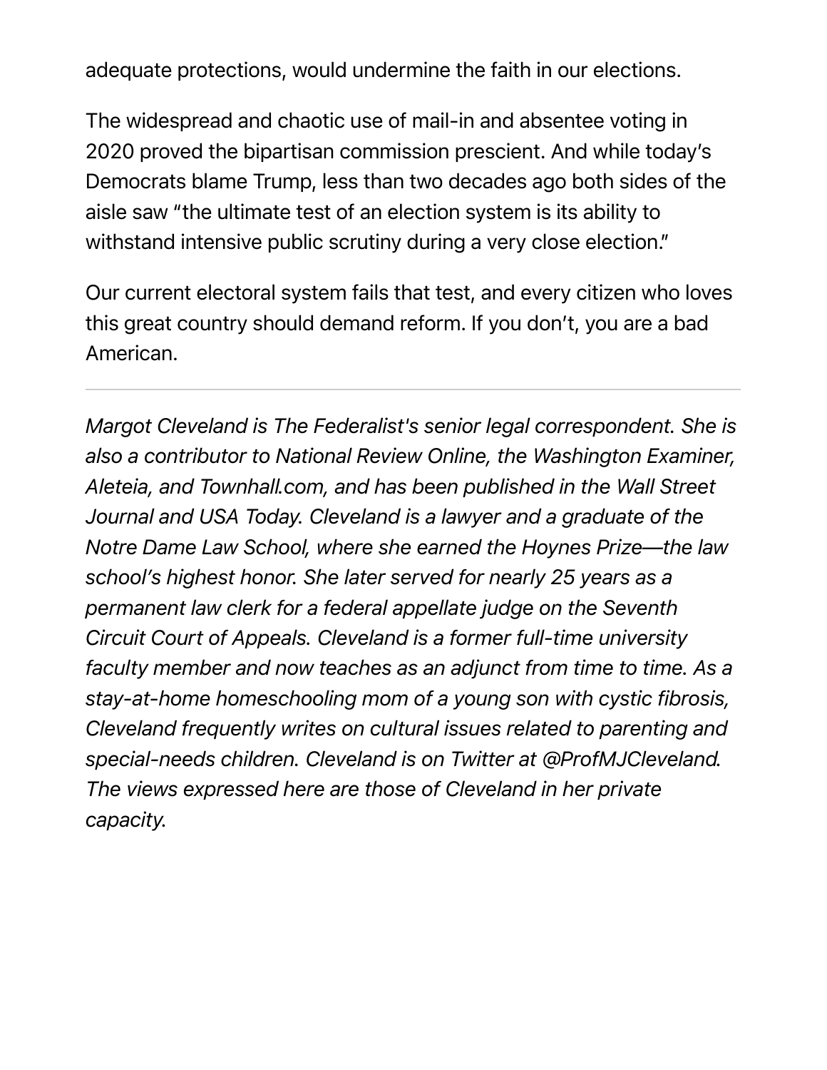adequate protections, would undermine the faith in our elections.

The widespread and chaotic use of mail-in and absentee voting in 2020 proved the bipartisan commission prescient. And while today's Democrats blame Trump, less than two decades ago both sides of the aisle saw "the ultimate test of an election system is its ability to withstand intensive public scrutiny during a very close election."

Our current electoral system fails that test, and every citizen who loves this great country should demand reform. If you don't, you are a bad American.

---

*Margot Cleveland is The Federalist's senior legal correspondent. She is also a contributor to National Review Online, the Washington Examiner, Aleteia, and Townhall.com, and has been published in the Wall Street Journal and USA Today. Cleveland is a lawyer and a graduate of the Notre Dame Law School, where she earned the Hoynes Prize—the law school's highest honor. She later served for nearly 25 years as a permanent law clerk for a federal appellate judge on the Seventh Circuit Court of Appeals. Cleveland is a former full-time university faculty member and now teaches as an adjunct from time to time. As a stay-at-home homeschooling mom of a young son with cystic fibrosis, Cleveland frequently writes on cultural issues related to parenting and special-needs children. Cleveland is on Twitter at @ProfMJCleveland. The views expressed here are those of Cleveland in her private capacity.*